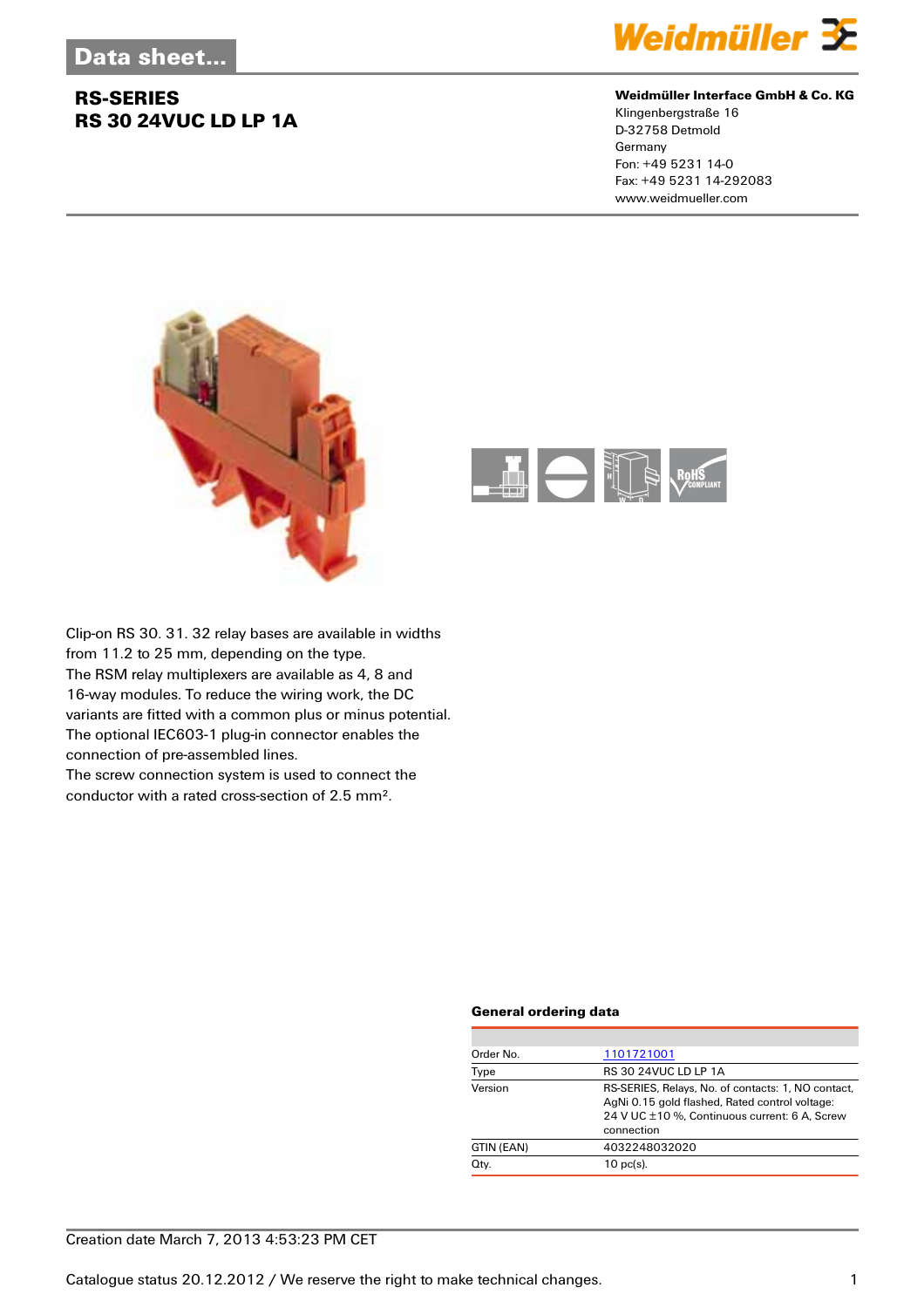Data sheet...

# RS-SERIES
## RS 30 24VUC LD LP 1A

**Weidmüller Interface GmbH & Co. KG**
Klingenbergstraße 16
D-32758 Detmold
Germany
Fon: +49 5231 14-0
Fax: +49 5231 14-292083
www.weidmueller.com

Clip-on RS 30. 31. 32 relay bases are available in widths from 11.2 to 25 mm, depending on the type.
The RSM relay multiplexers are available as 4, 8 and 16-way modules. To reduce the wiring work, the DC variants are fitted with a common plus or minus potential.
The optional IEC603-1 plug-in connector enables the connection of pre-assembled lines.
The screw connection system is used to connect the conductor with a rated cross-section of 2.5 mm².

### General ordering data

| | |
|---|---|
| Order No. | 1101721001 |
| Type | RS 30 24VUC LD LP 1A |
| Version | RS-SERIES, Relays, No. of contacts: 1, NO contact, AgNi 0.15 gold flashed, Rated control voltage: 24 V UC ±10 %, Continuous current: 6 A, Screw connection |
| GTIN (EAN) | 4032248032020 |
| Qty. | 10 pc(s). |

Creation date March 7, 2013 4:53:23 PM CET

Catalogue status 20.12.2012 / We reserve the right to make technical changes.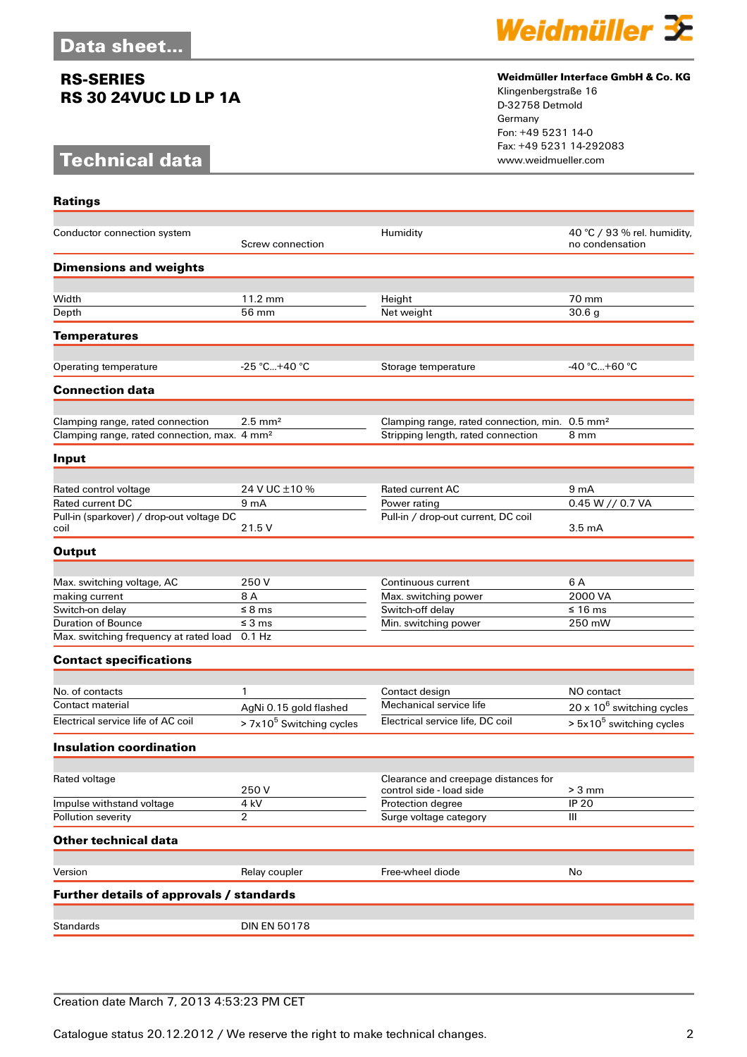# Data sheet...

## RS-SERIES
## RS 30 24VUC LD LP 1A

**Weidmüller Interface GmbH & Co. KG**
Klingenbergstraße 16
D-32758 Detmold
Germany
Fon: +49 5231 14-0
Fax: +49 5231 14-292083
www.weidmueller.com

# Technical data

### Ratings

| | | | |
|---|---|---|---|
| Conductor connection system | Screw connection | Humidity | 40 °C / 93 % rel. humidity, no condensation |

### Dimensions and weights

| | | | |
|---|---|---|---|
| Width | 11.2 mm | Height | 70 mm |
| Depth | 56 mm | Net weight | 30.6 g |

### Temperatures

| | | | |
|---|---|---|---|
| Operating temperature | -25 °C...+40 °C | Storage temperature | -40 °C...+60 °C |

### Connection data

| | | | |
|---|---|---|---|
| Clamping range, rated connection | 2.5 mm² | Clamping range, rated connection, min. | 0.5 mm² |
| Clamping range, rated connection, max. | 4 mm² | Stripping length, rated connection | 8 mm |

### Input

| | | | |
|---|---|---|---|
| Rated control voltage | 24 V UC ±10 % | Rated current AC | 9 mA |
| Rated current DC | 9 mA | Power rating | 0.45 W // 0.7 VA |
| Pull-in (sparkover) / drop-out voltage DC coil | 21.5 V | Pull-in / drop-out current, DC coil | 3.5 mA |

### Output

| | | | |
|---|---|---|---|
| Max. switching voltage, AC | 250 V | Continuous current | 6 A |
| making current | 8 A | Max. switching power | 2000 VA |
| Switch-on delay | ≤ 8 ms | Switch-off delay | ≤ 16 ms |
| Duration of Bounce | ≤ 3 ms | Min. switching power | 250 mW |
| Max. switching frequency at rated load | 0.1 Hz | | |

### Contact specifications

| | | | |
|---|---|---|---|
| No. of contacts | 1 | Contact design | NO contact |
| Contact material | AgNi 0.15 gold flashed | Mechanical service life | 20 x $10^6$ switching cycles |
| Electrical service life of AC coil | > 7x$10^5$ Switching cycles | Electrical service life, DC coil | > 5x$10^5$ switching cycles |

### Insulation coordination

| | | | |
|---|---|---|---|
| Rated voltage | 250 V | Clearance and creepage distances for control side - load side | > 3 mm |
| Impulse withstand voltage | 4 kV | Protection degree | IP 20 |
| Pollution severity | 2 | Surge voltage category | III |

### Other technical data

| | | | |
|---|---|---|---|
| Version | Relay coupler | Free-wheel diode | No |

### Further details of approvals / standards

| | |
|---|---|
| Standards | DIN EN 50178 |

Creation date March 7, 2013 4:53:23 PM CET

Catalogue status 20.12.2012 / We reserve the right to make technical changes.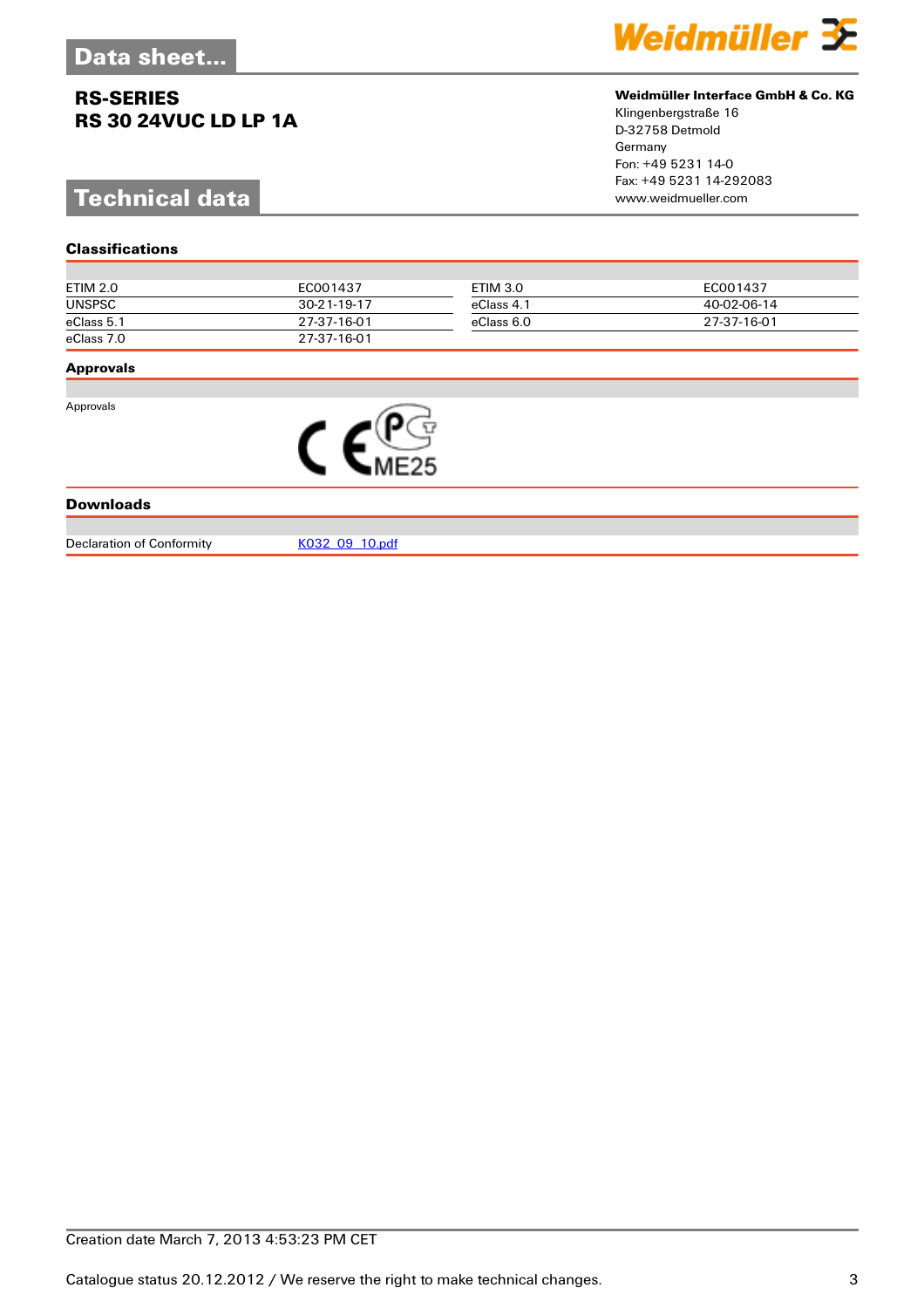# Data sheet...

## RS-SERIES
## RS 30 24VUC LD LP 1A

**Weidmüller Interface GmbH & Co. KG**
Klingenbergstraße 16
D-32758 Detmold
Germany
Fon: +49 5231 14-0
Fax: +49 5231 14-292083
www.weidmueller.com

# Technical data

### Classifications

| | | | |
|---|---|---|---|
| ETIM 2.0 | EC001437 | ETIM 3.0 | EC001437 |
| UNSPSC | 30-21-19-17 | eClass 4.1 | 40-02-06-14 |
| eClass 5.1 | 27-37-16-01 | eClass 6.0 | 27-37-16-01 |
| eClass 7.0 | 27-37-16-01 | | |

### Approvals

Approvals

CE PCT ME25

### Downloads

| | |
|---|---|
| Declaration of Conformity | K032_09_10.pdf |

Creation date March 7, 2013 4:53:23 PM CET

Catalogue status 20.12.2012 / We reserve the right to make technical changes.